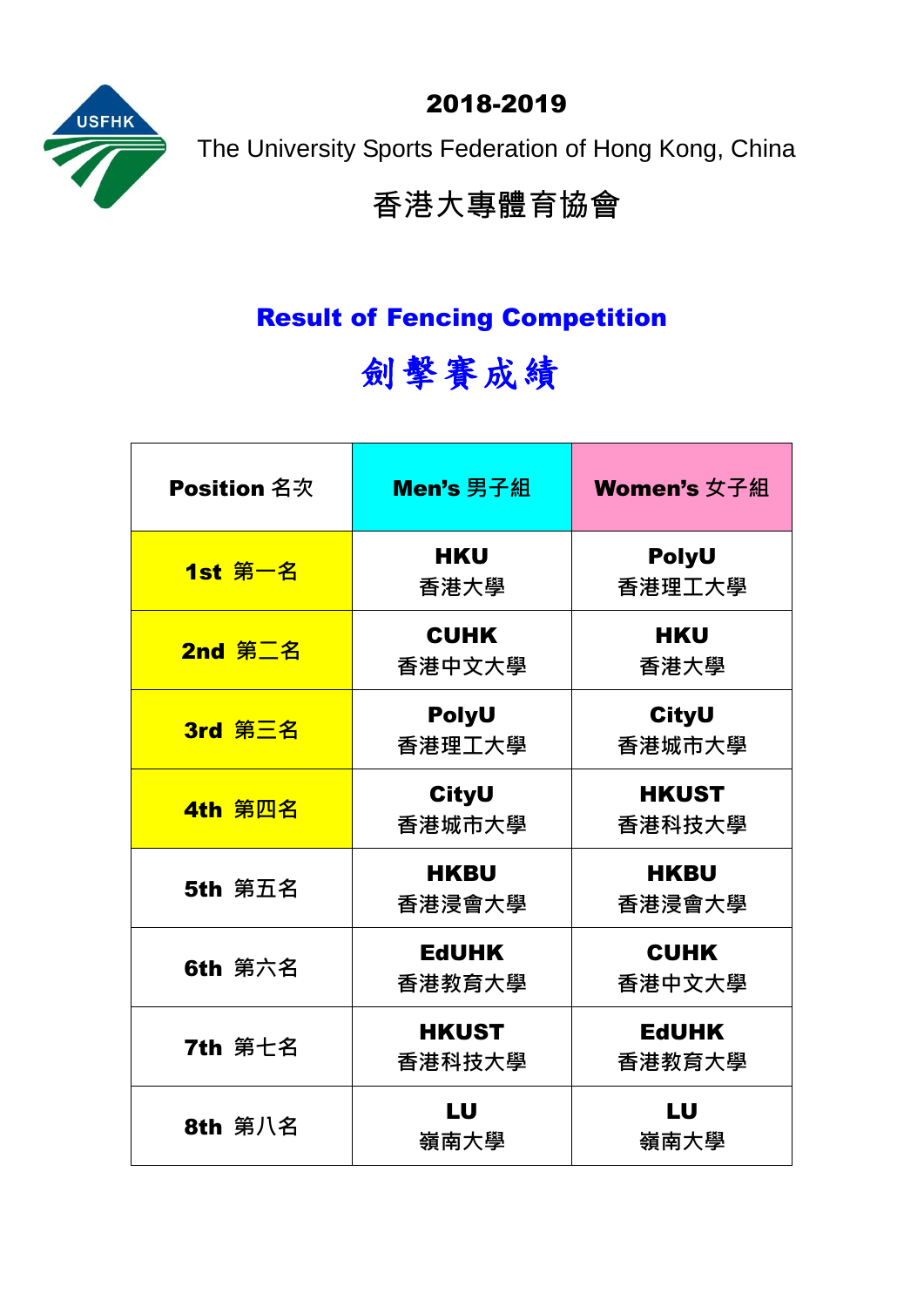USFHK

# 2018-2019

The University Sports Federation of Hong Kong, China

香港大專體育協會

## Result of Fencing Competition

## 劍擊賽成績

| Position 名次 | Men's 男子組 | Women's 女子組 |
|---|---|---|
| 1st 第一名 | HKU 香港大學 | PolyU 香港理工大學 |
| 2nd 第二名 | CUHK 香港中文大學 | HKU 香港大學 |
| 3rd 第三名 | PolyU 香港理工大學 | CityU 香港城市大學 |
| 4th 第四名 | CityU 香港城市大學 | HKUST 香港科技大學 |
| 5th 第五名 | HKBU 香港浸會大學 | HKBU 香港浸會大學 |
| 6th 第六名 | EdUHK 香港教育大學 | CUHK 香港中文大學 |
| 7th 第七名 | HKUST 香港科技大學 | EdUHK 香港教育大學 |
| 8th 第八名 | LU 嶺南大學 | LU 嶺南大學 |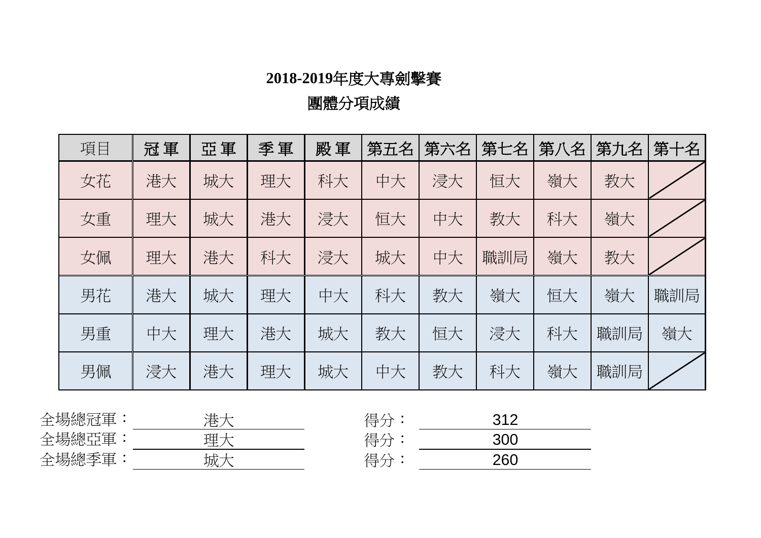# 2018-2019年度大專劍擊賽

## 團體分項成績

| 項目 | 冠 軍 | 亞 軍 | 季 軍 | 殿 軍 | 第五名 | 第六名 | 第七名 | 第八名 | 第九名 | 第十名 |
|---|---|---|---|---|---|---|---|---|---|---|
| 女花 | 港大 | 城大 | 理大 | 科大 | 中大 | 浸大 | 恒大 | 嶺大 | 教大 | |
| 女重 | 理大 | 城大 | 港大 | 浸大 | 恒大 | 中大 | 教大 | 科大 | 嶺大 | |
| 女佩 | 理大 | 港大 | 科大 | 浸大 | 城大 | 中大 | 職訓局 | 嶺大 | 教大 | |
| 男花 | 港大 | 城大 | 理大 | 中大 | 科大 | 教大 | 嶺大 | 恒大 | 嶺大 | 職訓局 |
| 男重 | 中大 | 理大 | 港大 | 城大 | 教大 | 恒大 | 浸大 | 科大 | 職訓局 | 嶺大 |
| 男佩 | 浸大 | 港大 | 理大 | 城大 | 中大 | 教大 | 科大 | 嶺大 | 職訓局 | |

全場總冠軍：港大　　得分：312

全場總亞軍：理大　　得分：300

全場總季軍：城大　　得分：260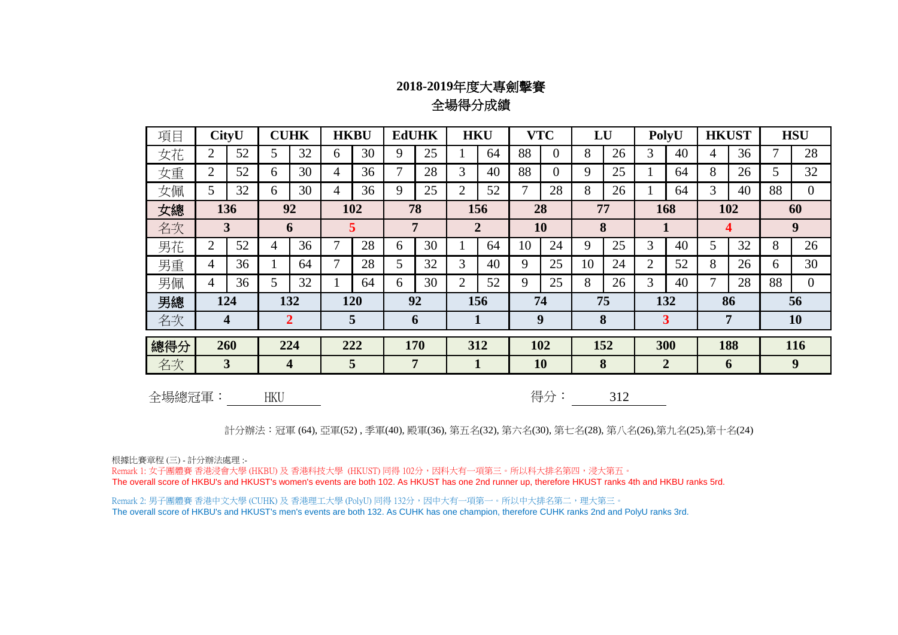## 2018-2019年度大專劍擊賽

## 全場得分成績

| 項目 | CityU | | CUHK | | HKBU | | EdUHK | | HKU | | VTC | | LU | | PolyU | | HKUST | | HSU | |
|---|---|---|---|---|---|---|---|---|---|---|---|---|---|---|---|---|---|---|---|---|
| 女花 | 2 | 52 | 5 | 32 | 6 | 30 | 9 | 25 | 1 | 64 | 88 | 0 | 8 | 26 | 3 | 40 | 4 | 36 | 7 | 28 |
| 女重 | 2 | 52 | 6 | 30 | 4 | 36 | 7 | 28 | 3 | 40 | 88 | 0 | 9 | 25 | 1 | 64 | 8 | 26 | 5 | 32 |
| 女佩 | 5 | 32 | 6 | 30 | 4 | 36 | 9 | 25 | 2 | 52 | 7 | 28 | 8 | 26 | 1 | 64 | 3 | 40 | 88 | 0 |
| **女總** | **136** | | **92** | | **102** | | **78** | | **156** | | **28** | | **77** | | **168** | | **102** | | **60** | |
| 名次 | **3** | | **6** | | **5** | | **7** | | **2** | | **10** | | **8** | | **1** | | **4** | | **9** | |
| 男花 | 2 | 52 | 4 | 36 | 7 | 28 | 6 | 30 | 1 | 64 | 10 | 24 | 9 | 25 | 3 | 40 | 5 | 32 | 8 | 26 |
| 男重 | 4 | 36 | 1 | 64 | 7 | 28 | 5 | 32 | 3 | 40 | 9 | 25 | 10 | 24 | 2 | 52 | 8 | 26 | 6 | 30 |
| 男佩 | 4 | 36 | 5 | 32 | 1 | 64 | 6 | 30 | 2 | 52 | 9 | 25 | 8 | 26 | 3 | 40 | 7 | 28 | 88 | 0 |
| **男總** | **124** | | **132** | | **120** | | **92** | | **156** | | **74** | | **75** | | **132** | | **86** | | **56** | |
| 名次 | **4** | | **2** | | **5** | | **6** | | **1** | | **9** | | **8** | | **3** | | **7** | | **10** | |
| **總得分** | **260** | | **224** | | **222** | | **170** | | **312** | | **102** | | **152** | | **300** | | **188** | | **116** | |
| 名次 | **3** | | **4** | | **5** | | **7** | | **1** | | **10** | | **8** | | **2** | | **6** | | **9** | |

全場總冠軍： HKU　　　　得分： 312

計分辦法：冠軍 (64), 亞軍(52) , 季軍(40), 殿軍(36), 第五名(32), 第六名(30), 第七名(28), 第八名(26),第九名(25),第十名(24)

根據比賽章程 (三) - 計分辦法處理 :-

Remark 1: 女子團體賽 香港浸會大學 (HKBU) 及 香港科技大學 (HKUST) 同得 102分，因科大有一項第三。所以科大排名第四，浸大第五。
The overall score of HKBU's and HKUST's women's events are both 102. As HKUST has one 2nd runner up, therefore HKUST ranks 4th and HKBU ranks 5rd.

Remark 2: 男子團體賽 香港中文大學 (CUHK) 及 香港理工大學 (PolyU) 同得 132分，因中大有一項第一。所以中大排名第二，理大第三。
The overall score of HKBU's and HKUST's men's events are both 132. As CUHK has one champion, therefore CUHK ranks 2nd and PolyU ranks 3rd.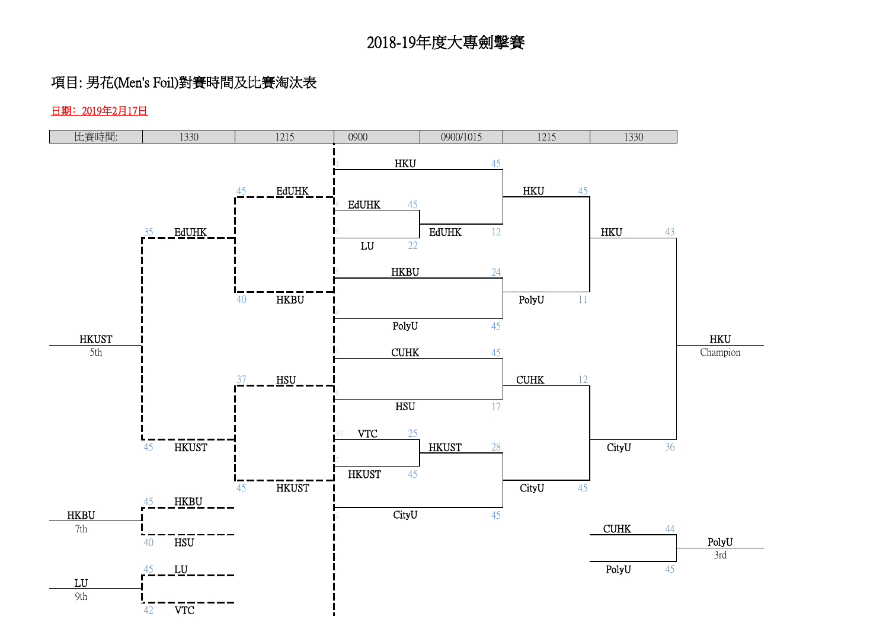# 2018-19年度大專劍擊賽

## 項目: 男花(Men's Foil)對賽時間及比賽淘汰表

日期：2019年2月17日

| 比賽時間: | 1330 | 1215 | 0900 | 0900/1015 | 1215 | 1330 |
|---|---|---|---|---|---|---|

### Main bracket

**0900 / 0900/1015**

- HKU 45 (bye)
- EdUHK 45 vs LU 22 → EdUHK
- HKBU 24 vs PolyU 45
- CUHK 45 vs HSU 17
- VTC 25 vs HKUST 45 → HKUST
- CityU 45 (bye)

**0900/1015**

- HKU 45 vs EdUHK 12
- HKUST 28 vs CityU 45

**1215**

- HKU 45 vs PolyU 11
- CUHK 12 vs CityU 45

**1330 (Final)**

- HKU 43 vs CityU 36 → **HKU Champion**

**3rd place**

- CUHK 44 vs PolyU 45 → **PolyU 3rd**

### Classification bracket

**1215**

- EdUHK 45 vs HKBU 40
- HSU 37 vs HKUST 45

**1330**

- EdUHK 35 vs HKUST 45 → **HKUST 5th**
- HKBU 45 vs HSU 40 → **HKBU 7th**
- LU 45 vs VTC 42 → **LU 9th**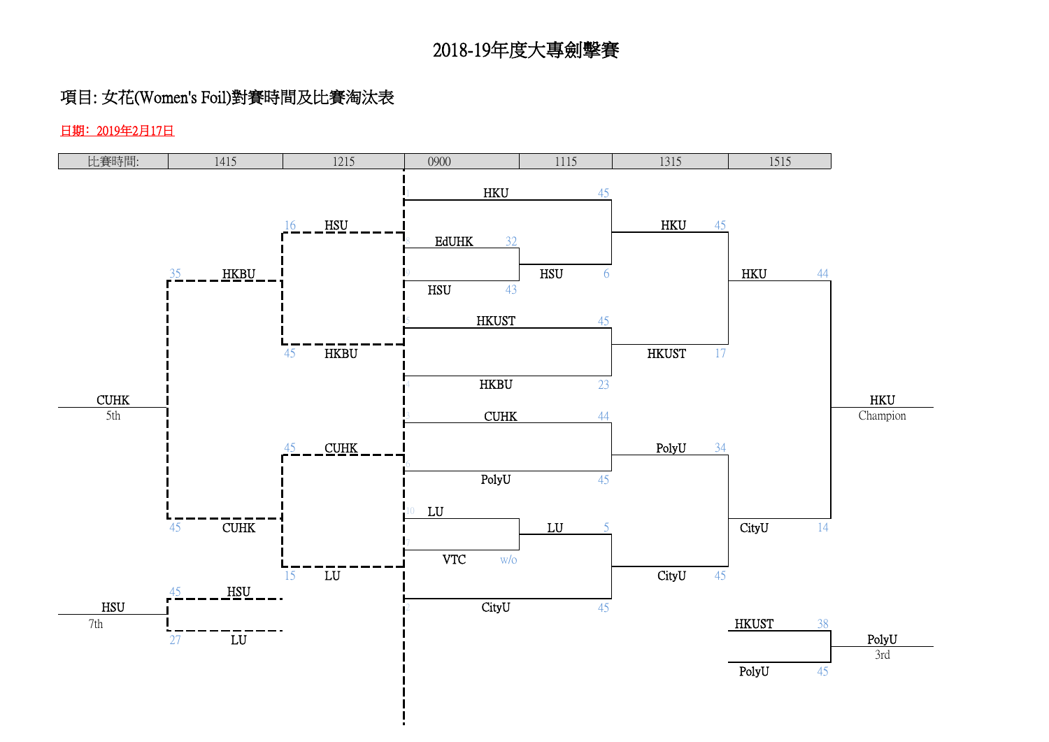# 2018-19年度大專劍擊賽

## 項目: 女花(Women's Foil)對賽時間及比賽淘汰表

日期：2019年2月17日

| 比賽時間: | 1415 | 1215 | 0900 | 1115 | 1315 | 1515 |
|---|---|---|---|---|---|---|

**0900**

| Team | Score | Team | Score |
|---|---|---|---|
| HKU | 45 | (bye) | |
| EdUHK | 32 | HSU | 43 |
| HKUST | 45 | HKBU | 23 |
| CUHK | 44 | PolyU | 45 |
| LU | | VTC | w/o |
| CityU | 45 | (bye) | |

**1115**

| Team | Score | Team | Score |
|---|---|---|---|
| HKU | 45 | HSU | 6 |
| LU | 5 | CityU | 45 |

**1215**

| Team | Score | Team | Score |
|---|---|---|---|
| HSU | 16 | HKBU | 45 |
| CUHK | 45 | LU | 15 |

**1315**

| Team | Score | Team | Score |
|---|---|---|---|
| HKU | 45 | HKUST | 17 |
| PolyU | 34 | CityU | 45 |

**1415**

| Team | Score | Team | Score |
|---|---|---|---|
| HKBU | 35 | CUHK | 45 |
| HSU | 45 | LU | 27 |

**1515**

| Team | Score | Team | Score |
|---|---|---|---|
| HKU | 44 | CityU | 14 |
| HKUST | 38 | PolyU | 45 |

**Final Results**

- HKU — Champion
- PolyU — 3rd
- CUHK — 5th
- HSU — 7th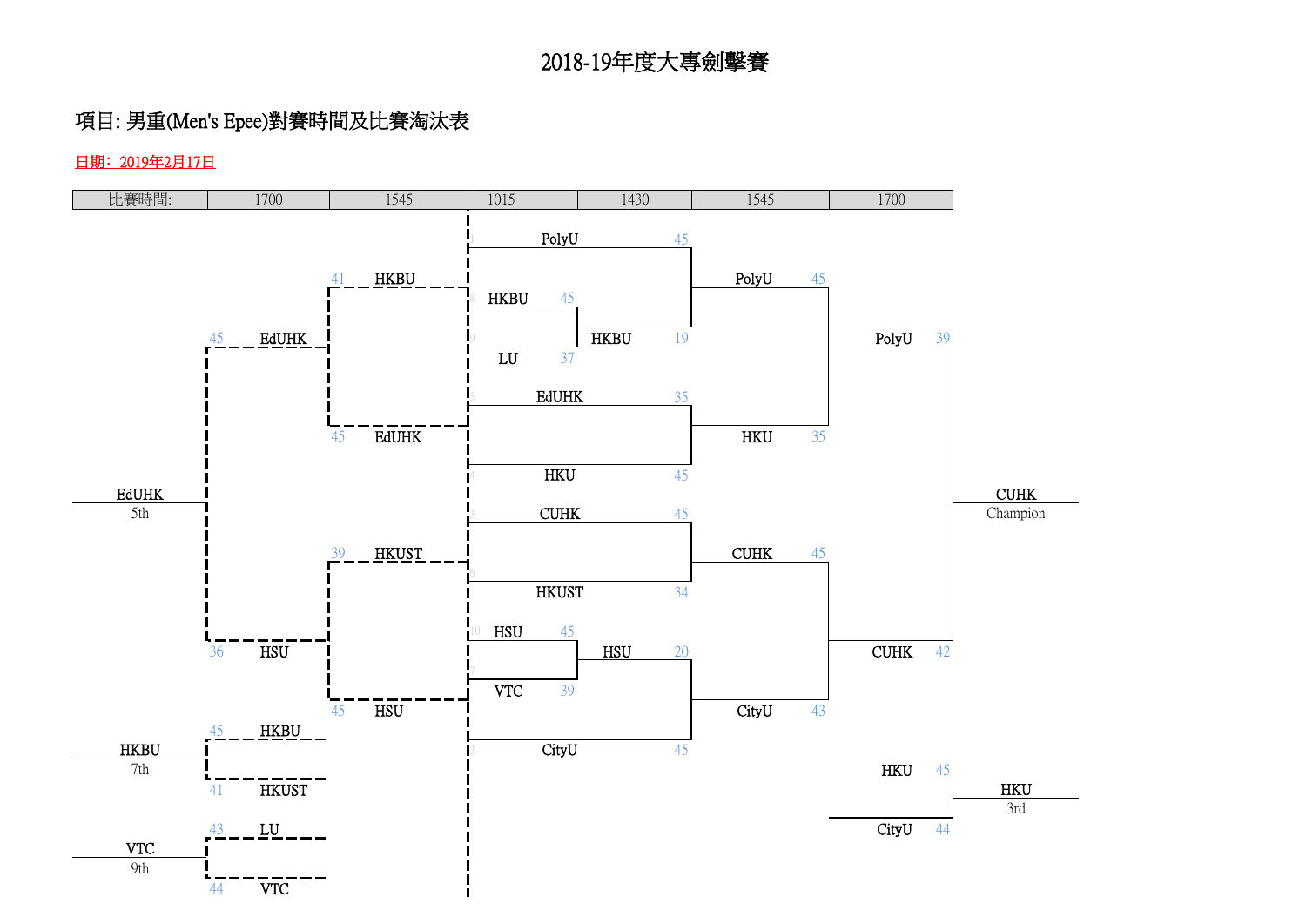# 2018-19年度大專劍擊賽

## 項目: 男重(Men's Epee)對賽時間及比賽淘汰表

日期: 2019年2月17日

| 比賽時間: | 1700 | 1545 | 1015 | 1430 | 1545 | 1700 |
|---|---|---|---|---|---|---|

**Main bracket (1015 → 1430 → 1545 → 1700)**

| 1015 | | 1430 | | 1545 | | 1700 | |
|---|---|---|---|---|---|---|---|
| PolyU | 45 | PolyU | 45 | PolyU | 45 | PolyU | 39 |
| HKBU | 45 | HKBU | 19 | | | | |
| LU | 37 | | | | | | |
| EdUHK | 35 | | | HKU | 35 | | |
| HKU | 45 | | | | | | |
| CUHK | 45 | CUHK | 45 | CUHK | 45 | CUHK | 42 |
| HKUST | 34 | | | | | | |
| HSU | 45 | HSU | 20 | | | | |
| VTC | 39 | | | | | | |
| CityU | 45 | | | CityU | 43 | | |

**CUHK — Champion**

**3rd place match (1700)**

| Team | Score |
|---|---|
| HKU | 45 |
| CityU | 44 |

**HKU — 3rd**

**Classification bracket (1545 → 1700)**

| 1545 | | 1700 | |
|---|---|---|---|
| HKBU | 41 | EdUHK | 45 |
| EdUHK | 45 | | |
| HKUST | 39 | HSU | 36 |
| HSU | 45 | | |

**EdUHK — 5th**

| 1700 | |
|---|---|
| HKBU | 45 |
| HKUST | 41 |

**HKBU — 7th**

| 1700 | |
|---|---|
| LU | 43 |
| VTC | 44 |

**VTC — 9th**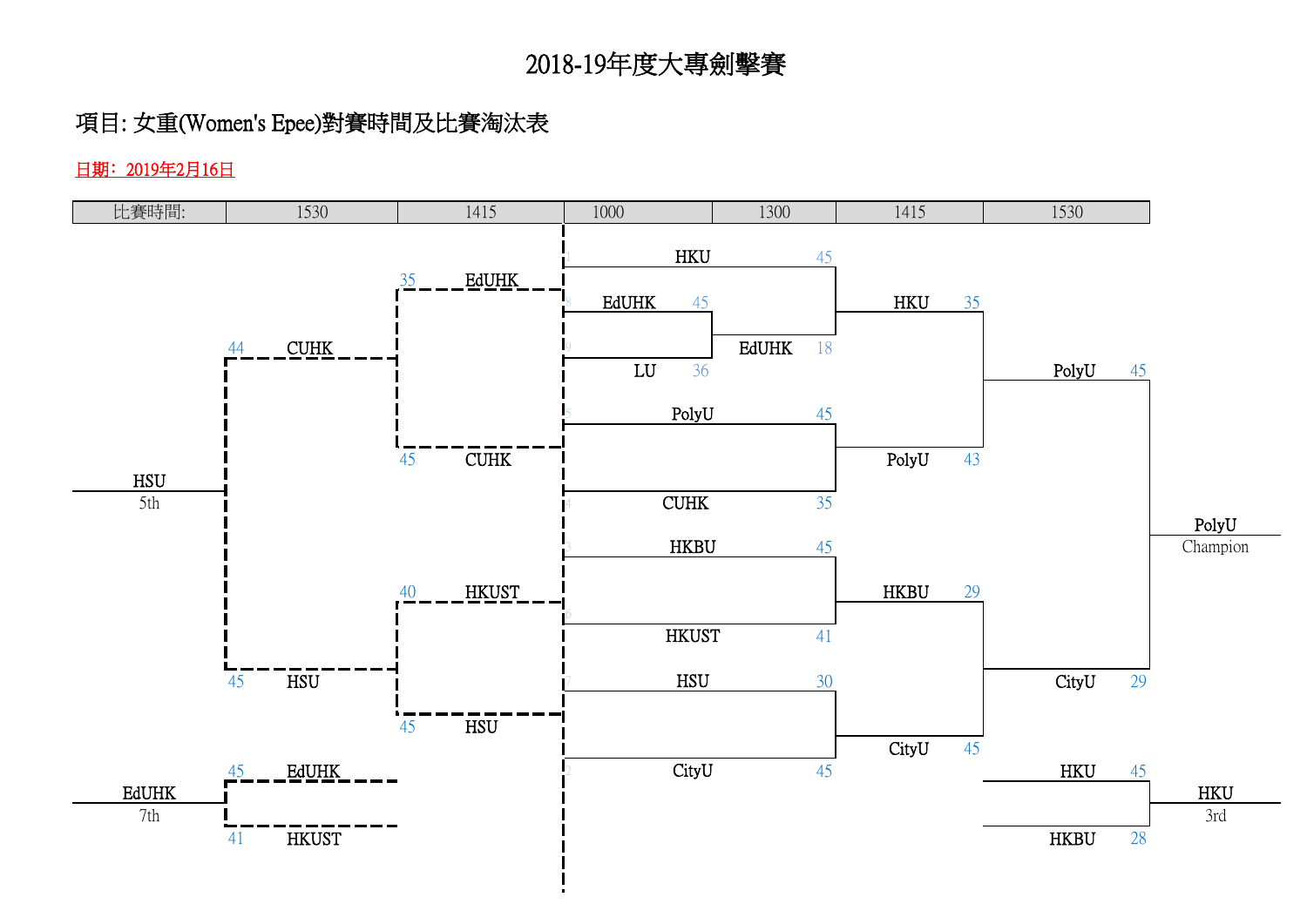# 2018-19年度大專劍擊賽

## 項目: 女重(Women's Epee)對賽時間及比賽淘汰表

日期：2019年2月16日

| 比賽時間: | 1530 | 1415 | 1000 | 1300 | 1415 | 1530 |
|---|---|---|---|---|---|---|

### Main Bracket

**1000**

| Match | Team | Score |
|---|---|---|
| 1 | EdUHK | 45 |
| | LU | 36 |

**1300**

| Match | Team | Score |
|---|---|---|
| 1 | HKU | 45 |
| | EdUHK | 18 |
| 2 | PolyU | 45 |
| | CUHK | 35 |
| 3 | HKBU | 45 |
| | HKUST | 41 |
| 4 | HSU | 30 |
| | CityU | 45 |

**1415**

| Match | Team | Score |
|---|---|---|
| 1 | HKU | 35 |
| | PolyU | 43 |
| 2 | HKBU | 29 |
| | CityU | 45 |

**1530 – Final**

| Team | Score |
|---|---|
| PolyU | 45 |
| CityU | 29 |

PolyU – Champion

**1530 – 3rd Place**

| Team | Score |
|---|---|
| HKU | 45 |
| HKBU | 28 |

HKU – 3rd

### Classification Bracket

**1415**

| Match | Team | Score |
|---|---|---|
| 1 | EdUHK | 35 |
| | CUHK | 45 |
| 2 | HKUST | 40 |
| | HSU | 45 |

**1530 – 5th Place**

| Team | Score |
|---|---|
| CUHK | 44 |
| HSU | 45 |

HSU – 5th

**1530 – 7th Place**

| Team | Score |
|---|---|
| EdUHK | 45 |
| HKUST | 41 |

EdUHK – 7th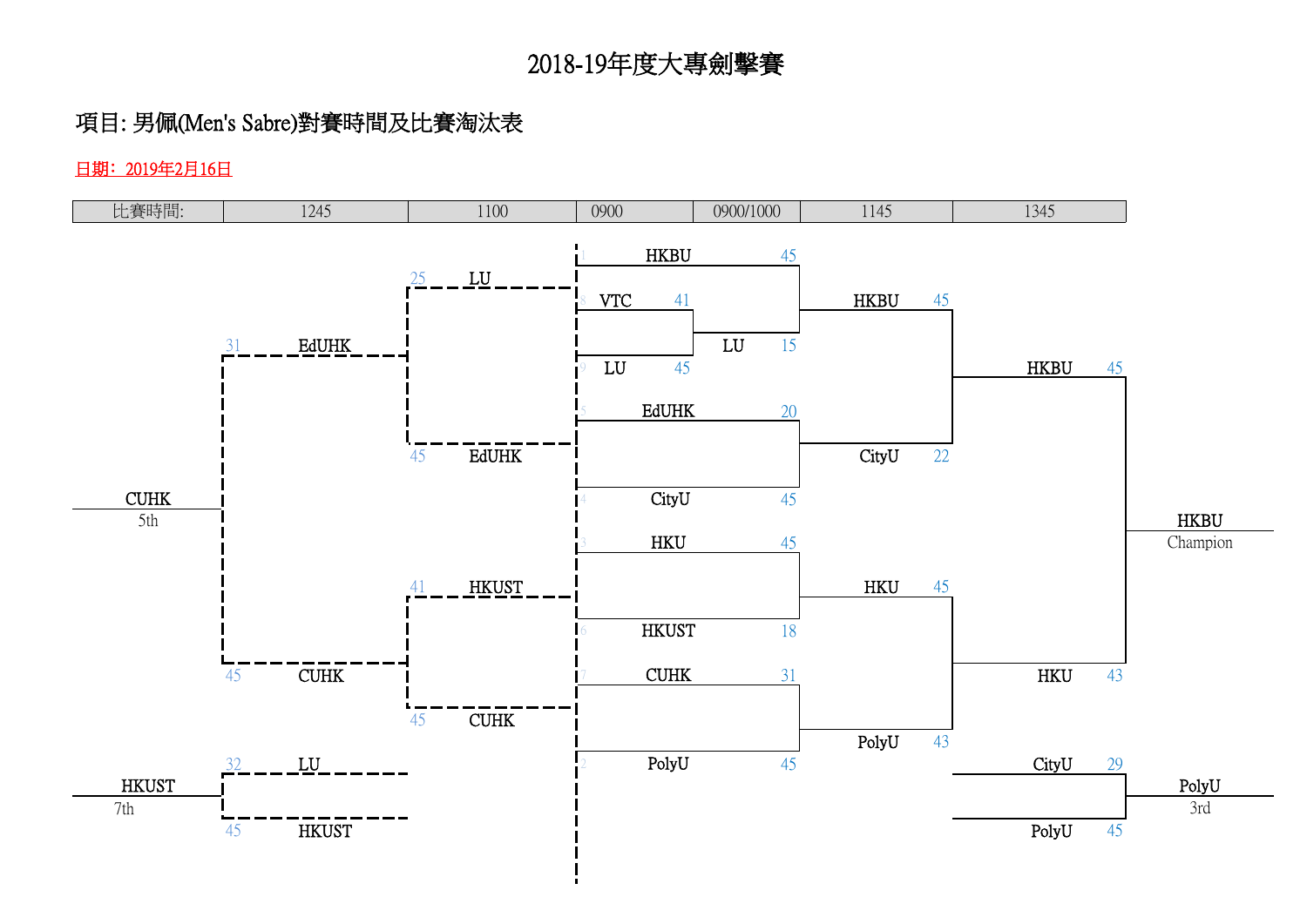# 2018-19年度大專劍擊賽

## 項目: 男佩(Men's Sabre)對賽時間及比賽淘汰表

日期：2019年2月16日

| 比賽時間: | 1245 | 1100 | 0900 | 0900/1000 | 1145 | 1345 |
|---|---|---|---|---|---|---|

**0900 / 0900/1000**

| Match | Result |
|---|---|
| VTC 41 vs LU 45 | LU |
| HKBU 45 vs LU 15 | HKBU |
| EdUHK 20 vs CityU 45 | CityU |
| HKU 45 vs HKUST 18 | HKU |
| CUHK 31 vs PolyU 45 | PolyU |

**1100**

| Match | Result |
|---|---|
| LU 25 vs EdUHK 45 | EdUHK |
| HKUST 41 vs CUHK 45 | CUHK |

**1145**

| Match | Result |
|---|---|
| HKBU 45 vs CityU 22 | HKBU |
| HKU 45 vs PolyU 43 | HKU |

**1245**

| Match | Result |
|---|---|
| EdUHK 31 vs CUHK 45 | CUHK 5th |
| LU 32 vs HKUST 45 | HKUST 7th |

**1345**

| Match | Result |
|---|---|
| HKBU 45 vs HKU 43 | HKBU Champion |
| CityU 29 vs PolyU 45 | PolyU 3rd |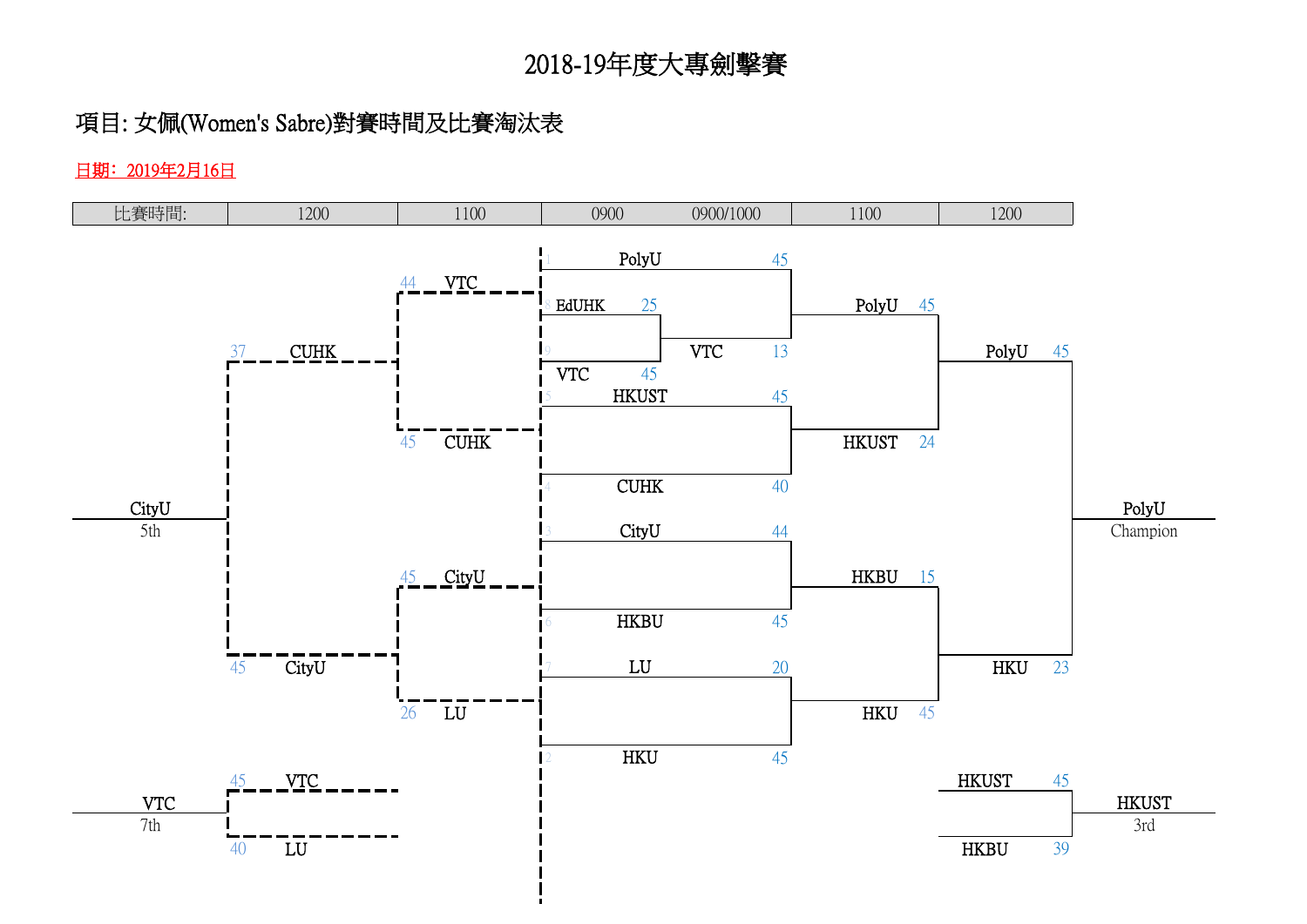# 2018-19年度大專劍擊賽

## 項目: 女佩(Women's Sabre)對賽時間及比賽淘汰表

日期：2019年2月16日

| 比賽時間: | 1200 | 1100 | 0900 | 0900/1000 | 1100 | 1200 |
|---|---|---|---|---|---|---|

1 PolyU 45

EdUHK 25

VTC 45

VTC 13

PolyU 45

5 HKUST 45

4 CUHK 40

HKUST 24

PolyU 45

3 CityU 44

6 HKBU 45

HKBU 15

7 LU 20

2 HKU 45

HKU 45

HKU 23

PolyU
Champion

44 VTC

45 CUHK

37 CUHK

45 CityU

26 LU

45 CityU

CityU
5th

45 VTC

40 LU

VTC
7th

HKUST 45

HKBU 39

HKUST
3rd